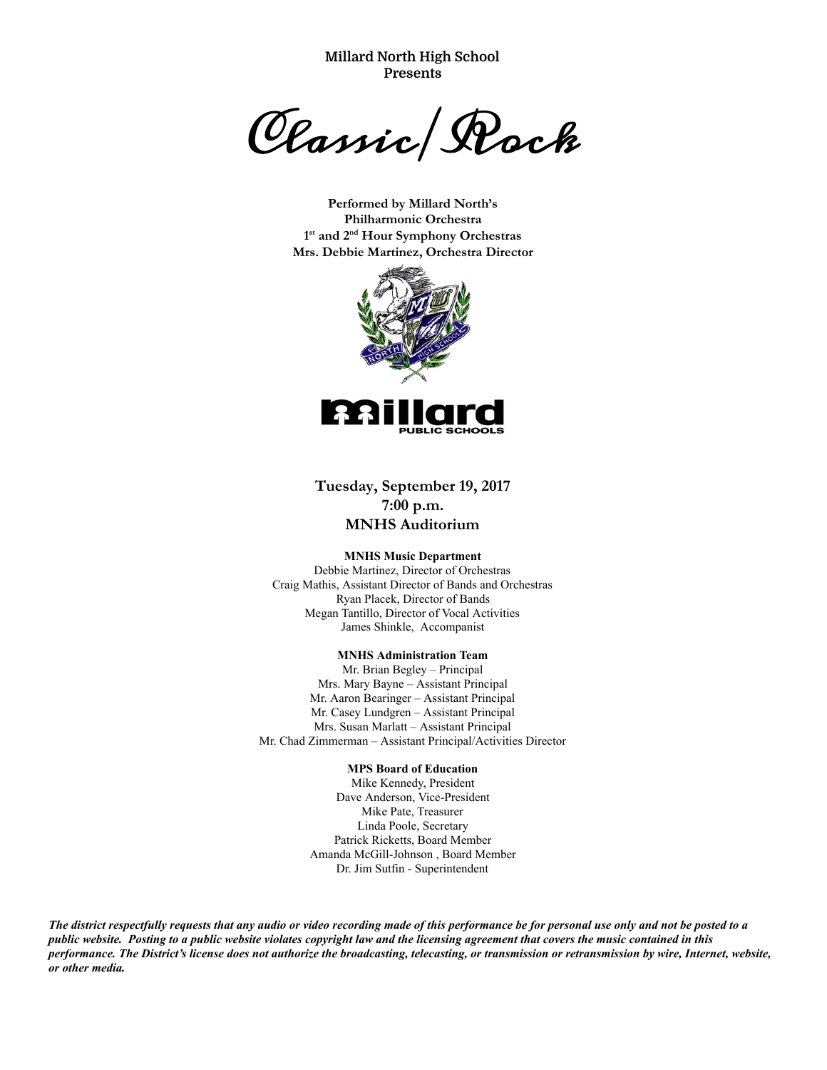**Millard North High School**
**Presents**

# Classic/Rock

**Performed by Millard North's**
**Philharmonic Orchestra**
**1st and 2nd Hour Symphony Orchestras**
**Mrs. Debbie Martinez, Orchestra Director**

**Tuesday, September 19, 2017**
**7:00 p.m.**
**MNHS Auditorium**

**MNHS Music Department**

Debbie Martinez, Director of Orchestras
Craig Mathis, Assistant Director of Bands and Orchestras
Ryan Placek, Director of Bands
Megan Tantillo, Director of Vocal Activities
James Shinkle, Accompanist

**MNHS Administration Team**

Mr. Brian Begley – Principal
Mrs. Mary Bayne – Assistant Principal
Mr. Aaron Bearinger – Assistant Principal
Mr. Casey Lundgren – Assistant Principal
Mrs. Susan Marlatt – Assistant Principal
Mr. Chad Zimmerman – Assistant Principal/Activities Director

**MPS Board of Education**

Mike Kennedy, President
Dave Anderson, Vice-President
Mike Pate, Treasurer
Linda Poole, Secretary
Patrick Ricketts, Board Member
Amanda McGill-Johnson , Board Member
Dr. Jim Sutfin - Superintendent

***The district respectfully requests that any audio or video recording made of this performance be for personal use only and not be posted to a public website. Posting to a public website violates copyright law and the licensing agreement that covers the music contained in this performance. The District's license does not authorize the broadcasting, telecasting, or transmission or retransmission by wire, Internet, website, or other media.***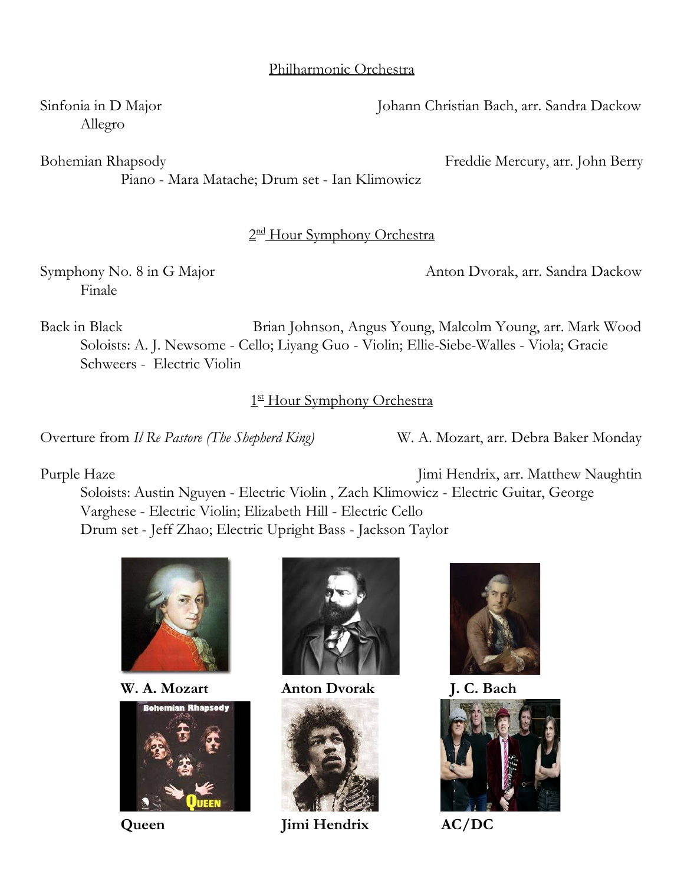## Philharmonic Orchestra

Sinfonia in D Major — Johann Christian Bach, arr. Sandra Dackow
Allegro

Bohemian Rhapsody — Freddie Mercury, arr. John Berry
Piano - Mara Matache; Drum set - Ian Klimowicz

## 2nd Hour Symphony Orchestra

Symphony No. 8 in G Major — Anton Dvorak, arr. Sandra Dackow
Finale

Back in Black — Brian Johnson, Angus Young, Malcolm Young, arr. Mark Wood
Soloists: A. J. Newsome - Cello; Liyang Guo - Violin; Ellie-Siebe-Walles - Viola; Gracie Schweers - Electric Violin

## 1st Hour Symphony Orchestra

Overture from *Il Re Pastore (The Shepherd King)* — W. A. Mozart, arr. Debra Baker Monday

Purple Haze — Jimi Hendrix, arr. Matthew Naughtin
Soloists: Austin Nguyen - Electric Violin , Zach Klimowicz - Electric Guitar, George Varghese - Electric Violin; Elizabeth Hill - Electric Cello
Drum set - Jeff Zhao; Electric Upright Bass - Jackson Taylor

**W. A. Mozart** **Anton Dvorak** **J. C. Bach**

**Queen** **Jimi Hendrix** **AC/DC**